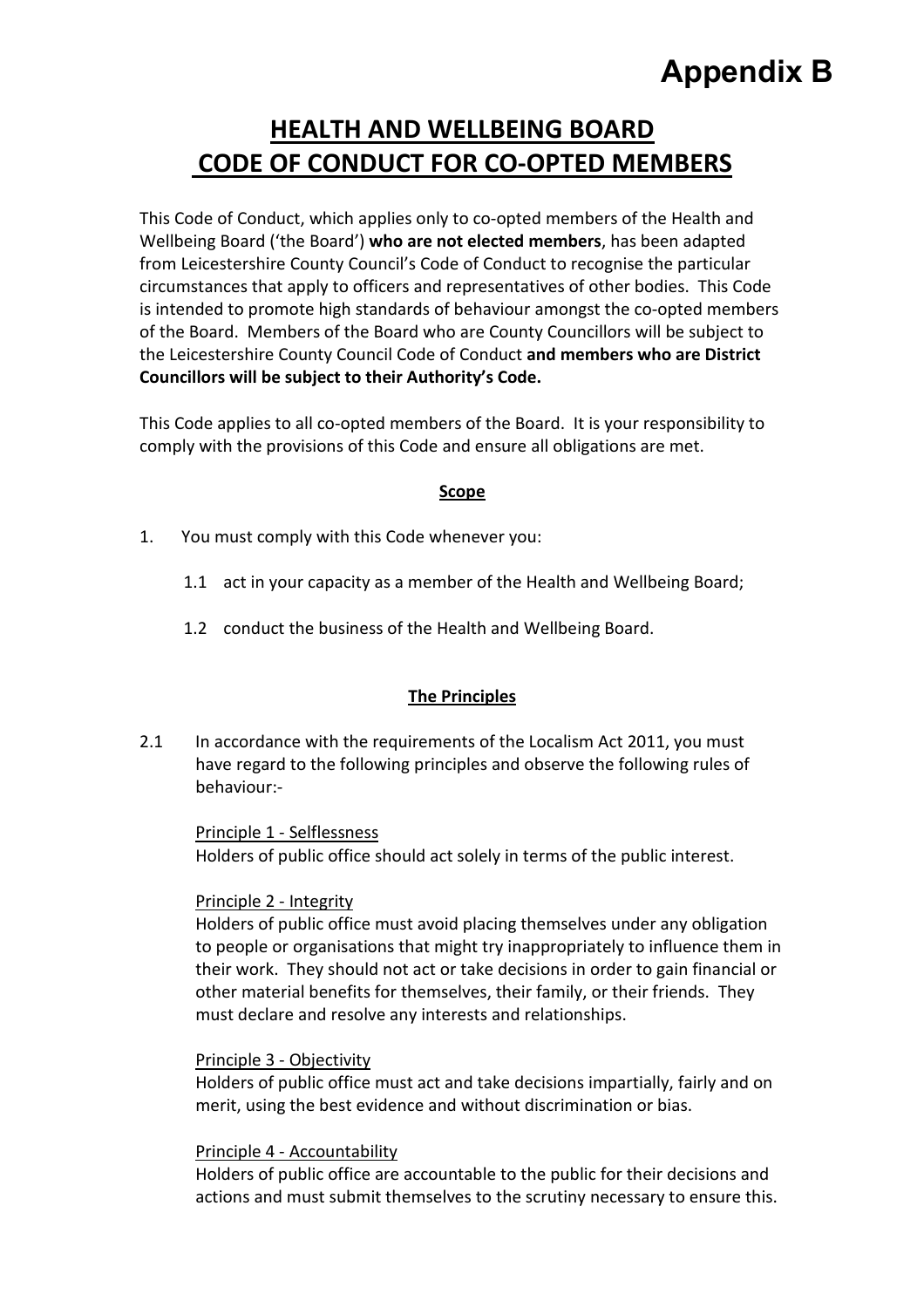# Appendix B

## HEALTH AND WELLBEING BOARD
## CODE OF CONDUCT FOR CO-OPTED MEMBERS

This Code of Conduct, which applies only to co-opted members of the Health and Wellbeing Board ('the Board') **who are not elected members**, has been adapted from Leicestershire County Council's Code of Conduct to recognise the particular circumstances that apply to officers and representatives of other bodies. This Code is intended to promote high standards of behaviour amongst the co-opted members of the Board. Members of the Board who are County Councillors will be subject to the Leicestershire County Council Code of Conduct **and members who are District Councillors will be subject to their Authority's Code.**

This Code applies to all co-opted members of the Board. It is your responsibility to comply with the provisions of this Code and ensure all obligations are met.

### Scope

1. You must comply with this Code whenever you:

   1.1 act in your capacity as a member of the Health and Wellbeing Board;

   1.2 conduct the business of the Health and Wellbeing Board.

### The Principles

2.1 In accordance with the requirements of the Localism Act 2011, you must have regard to the following principles and observe the following rules of behaviour:-

Principle 1 - Selflessness
Holders of public office should act solely in terms of the public interest.

Principle 2 - Integrity
Holders of public office must avoid placing themselves under any obligation to people or organisations that might try inappropriately to influence them in their work. They should not act or take decisions in order to gain financial or other material benefits for themselves, their family, or their friends. They must declare and resolve any interests and relationships.

Principle 3 - Objectivity
Holders of public office must act and take decisions impartially, fairly and on merit, using the best evidence and without discrimination or bias.

Principle 4 - Accountability
Holders of public office are accountable to the public for their decisions and actions and must submit themselves to the scrutiny necessary to ensure this.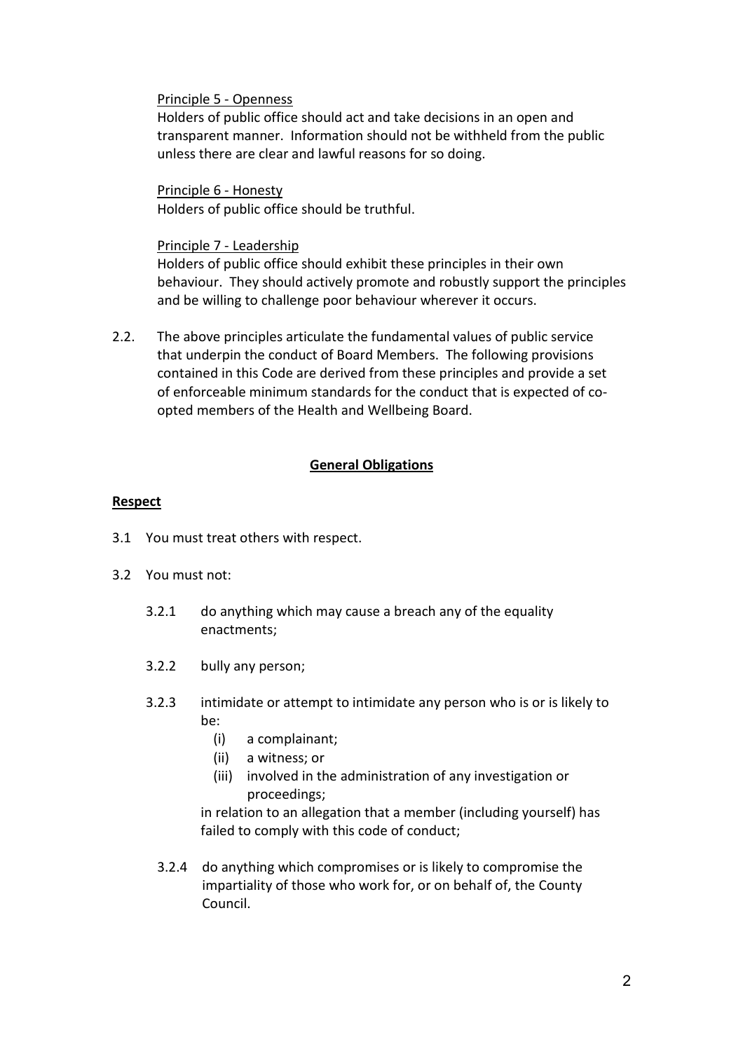Principle 5 - Openness

Holders of public office should act and take decisions in an open and transparent manner. Information should not be withheld from the public unless there are clear and lawful reasons for so doing.

Principle 6 - Honesty

Holders of public office should be truthful.

Principle 7 - Leadership

Holders of public office should exhibit these principles in their own behaviour. They should actively promote and robustly support the principles and be willing to challenge poor behaviour wherever it occurs.

2.2. The above principles articulate the fundamental values of public service that underpin the conduct of Board Members. The following provisions contained in this Code are derived from these principles and provide a set of enforceable minimum standards for the conduct that is expected of co-opted members of the Health and Wellbeing Board.

## General Obligations

### Respect

3.1 You must treat others with respect.

3.2 You must not:

3.2.1 do anything which may cause a breach any of the equality enactments;

3.2.2 bully any person;

3.2.3 intimidate or attempt to intimidate any person who is or is likely to be:

- (i) a complainant;
- (ii) a witness; or
- (iii) involved in the administration of any investigation or proceedings;

in relation to an allegation that a member (including yourself) has failed to comply with this code of conduct;

3.2.4 do anything which compromises or is likely to compromise the impartiality of those who work for, or on behalf of, the County Council.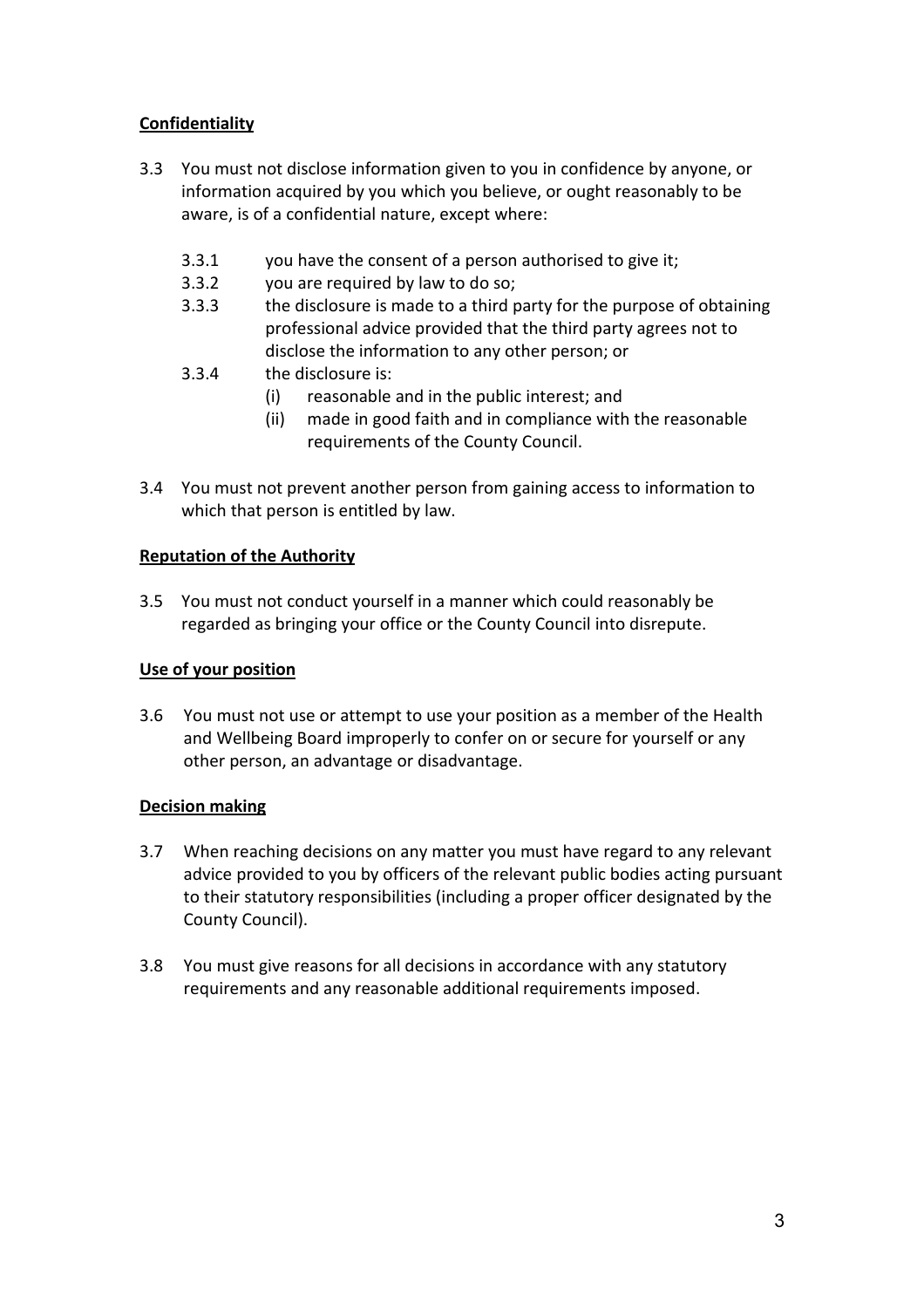**Confidentiality**

3.3 You must not disclose information given to you in confidence by anyone, or information acquired by you which you believe, or ought reasonably to be aware, is of a confidential nature, except where:

   3.3.1 you have the consent of a person authorised to give it;

   3.3.2 you are required by law to do so;

   3.3.3 the disclosure is made to a third party for the purpose of obtaining professional advice provided that the third party agrees not to disclose the information to any other person; or

   3.3.4 the disclosure is:

      (i) reasonable and in the public interest; and

      (ii) made in good faith and in compliance with the reasonable requirements of the County Council.

3.4 You must not prevent another person from gaining access to information to which that person is entitled by law.

**Reputation of the Authority**

3.5 You must not conduct yourself in a manner which could reasonably be regarded as bringing your office or the County Council into disrepute.

**Use of your position**

3.6 You must not use or attempt to use your position as a member of the Health and Wellbeing Board improperly to confer on or secure for yourself or any other person, an advantage or disadvantage.

**Decision making**

3.7 When reaching decisions on any matter you must have regard to any relevant advice provided to you by officers of the relevant public bodies acting pursuant to their statutory responsibilities (including a proper officer designated by the County Council).

3.8 You must give reasons for all decisions in accordance with any statutory requirements and any reasonable additional requirements imposed.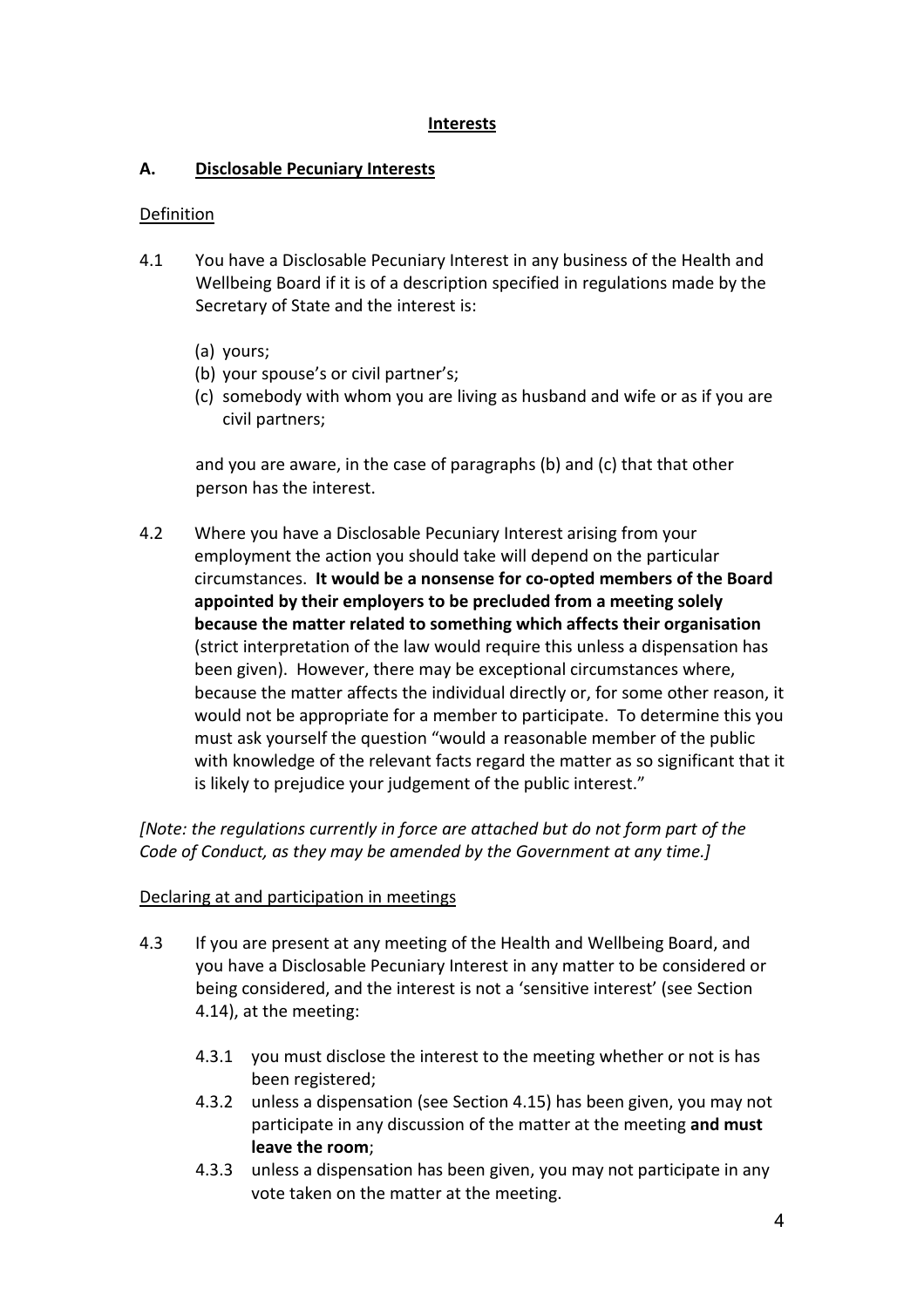## Interests

### A. Disclosable Pecuniary Interests

Definition

4.1 You have a Disclosable Pecuniary Interest in any business of the Health and Wellbeing Board if it is of a description specified in regulations made by the Secretary of State and the interest is:

   (a) yours;
   (b) your spouse's or civil partner's;
   (c) somebody with whom you are living as husband and wife or as if you are civil partners;

   and you are aware, in the case of paragraphs (b) and (c) that that other person has the interest.

4.2 Where you have a Disclosable Pecuniary Interest arising from your employment the action you should take will depend on the particular circumstances. **It would be a nonsense for co-opted members of the Board appointed by their employers to be precluded from a meeting solely because the matter related to something which affects their organisation** (strict interpretation of the law would require this unless a dispensation has been given). However, there may be exceptional circumstances where, because the matter affects the individual directly or, for some other reason, it would not be appropriate for a member to participate. To determine this you must ask yourself the question "would a reasonable member of the public with knowledge of the relevant facts regard the matter as so significant that it is likely to prejudice your judgement of the public interest."

*[Note: the regulations currently in force are attached but do not form part of the Code of Conduct, as they may be amended by the Government at any time.]*

Declaring at and participation in meetings

4.3 If you are present at any meeting of the Health and Wellbeing Board, and you have a Disclosable Pecuniary Interest in any matter to be considered or being considered, and the interest is not a 'sensitive interest' (see Section 4.14), at the meeting:

   4.3.1 you must disclose the interest to the meeting whether or not is has been registered;

   4.3.2 unless a dispensation (see Section 4.15) has been given, you may not participate in any discussion of the matter at the meeting **and must leave the room**;

   4.3.3 unless a dispensation has been given, you may not participate in any vote taken on the matter at the meeting.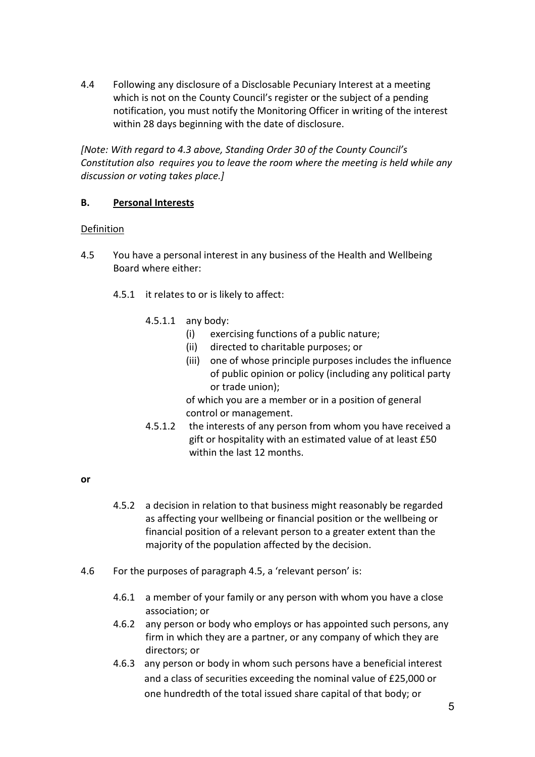4.4 Following any disclosure of a Disclosable Pecuniary Interest at a meeting which is not on the County Council's register or the subject of a pending notification, you must notify the Monitoring Officer in writing of the interest within 28 days beginning with the date of disclosure.

*[Note: With regard to 4.3 above, Standing Order 30 of the County Council's Constitution also requires you to leave the room where the meeting is held while any discussion or voting takes place.]*

**B. Personal Interests**

Definition

4.5 You have a personal interest in any business of the Health and Wellbeing Board where either:

- 4.5.1 it relates to or is likely to affect:
  - 4.5.1.1 any body:
    - (i) exercising functions of a public nature;
    - (ii) directed to charitable purposes; or
    - (iii) one of whose principle purposes includes the influence of public opinion or policy (including any political party or trade union);

    of which you are a member or in a position of general control or management.
  - 4.5.1.2 the interests of any person from whom you have received a gift or hospitality with an estimated value of at least £50 within the last 12 months.

**or**

- 4.5.2 a decision in relation to that business might reasonably be regarded as affecting your wellbeing or financial position or the wellbeing or financial position of a relevant person to a greater extent than the majority of the population affected by the decision.

4.6 For the purposes of paragraph 4.5, a 'relevant person' is:

- 4.6.1 a member of your family or any person with whom you have a close association; or
- 4.6.2 any person or body who employs or has appointed such persons, any firm in which they are a partner, or any company of which they are directors; or
- 4.6.3 any person or body in whom such persons have a beneficial interest and a class of securities exceeding the nominal value of £25,000 or one hundredth of the total issued share capital of that body; or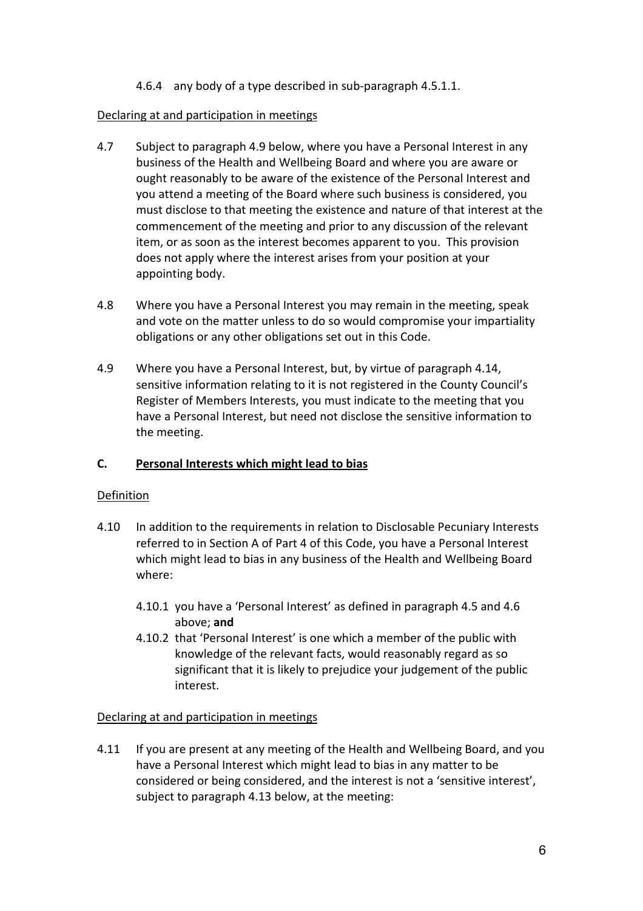4.6.4 any body of a type described in sub-paragraph 4.5.1.1.

Declaring at and participation in meetings

4.7 Subject to paragraph 4.9 below, where you have a Personal Interest in any business of the Health and Wellbeing Board and where you are aware or ought reasonably to be aware of the existence of the Personal Interest and you attend a meeting of the Board where such business is considered, you must disclose to that meeting the existence and nature of that interest at the commencement of the meeting and prior to any discussion of the relevant item, or as soon as the interest becomes apparent to you. This provision does not apply where the interest arises from your position at your appointing body.

4.8 Where you have a Personal Interest you may remain in the meeting, speak and vote on the matter unless to do so would compromise your impartiality obligations or any other obligations set out in this Code.

4.9 Where you have a Personal Interest, but, by virtue of paragraph 4.14, sensitive information relating to it is not registered in the County Council's Register of Members Interests, you must indicate to the meeting that you have a Personal Interest, but need not disclose the sensitive information to the meeting.

## C. Personal Interests which might lead to bias

Definition

4.10 In addition to the requirements in relation to Disclosable Pecuniary Interests referred to in Section A of Part 4 of this Code, you have a Personal Interest which might lead to bias in any business of the Health and Wellbeing Board where:

4.10.1 you have a 'Personal Interest' as defined in paragraph 4.5 and 4.6 above; **and**

4.10.2 that 'Personal Interest' is one which a member of the public with knowledge of the relevant facts, would reasonably regard as so significant that it is likely to prejudice your judgement of the public interest.

Declaring at and participation in meetings

4.11 If you are present at any meeting of the Health and Wellbeing Board, and you have a Personal Interest which might lead to bias in any matter to be considered or being considered, and the interest is not a 'sensitive interest', subject to paragraph 4.13 below, at the meeting: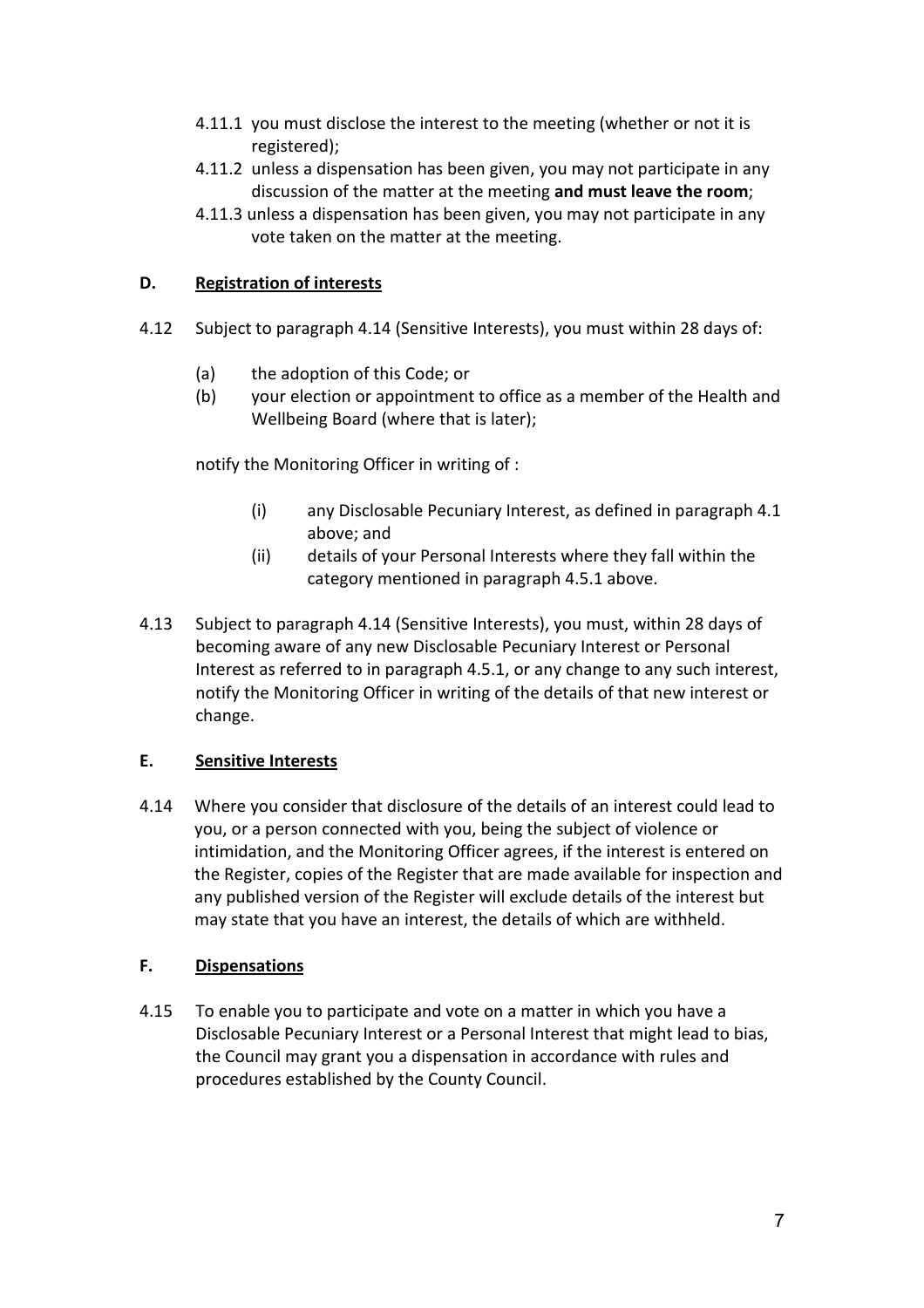4.11.1 you must disclose the interest to the meeting (whether or not it is registered);

4.11.2 unless a dispensation has been given, you may not participate in any discussion of the matter at the meeting **and must leave the room**;

4.11.3 unless a dispensation has been given, you may not participate in any vote taken on the matter at the meeting.

**D. <u>Registration of interests</u>**

4.12 Subject to paragraph 4.14 (Sensitive Interests), you must within 28 days of:

(a) the adoption of this Code; or

(b) your election or appointment to office as a member of the Health and Wellbeing Board (where that is later);

notify the Monitoring Officer in writing of :

(i) any Disclosable Pecuniary Interest, as defined in paragraph 4.1 above; and

(ii) details of your Personal Interests where they fall within the category mentioned in paragraph 4.5.1 above.

4.13 Subject to paragraph 4.14 (Sensitive Interests), you must, within 28 days of becoming aware of any new Disclosable Pecuniary Interest or Personal Interest as referred to in paragraph 4.5.1, or any change to any such interest, notify the Monitoring Officer in writing of the details of that new interest or change.

**E. <u>Sensitive Interests</u>**

4.14 Where you consider that disclosure of the details of an interest could lead to you, or a person connected with you, being the subject of violence or intimidation, and the Monitoring Officer agrees, if the interest is entered on the Register, copies of the Register that are made available for inspection and any published version of the Register will exclude details of the interest but may state that you have an interest, the details of which are withheld.

**F. <u>Dispensations</u>**

4.15 To enable you to participate and vote on a matter in which you have a Disclosable Pecuniary Interest or a Personal Interest that might lead to bias, the Council may grant you a dispensation in accordance with rules and procedures established by the County Council.